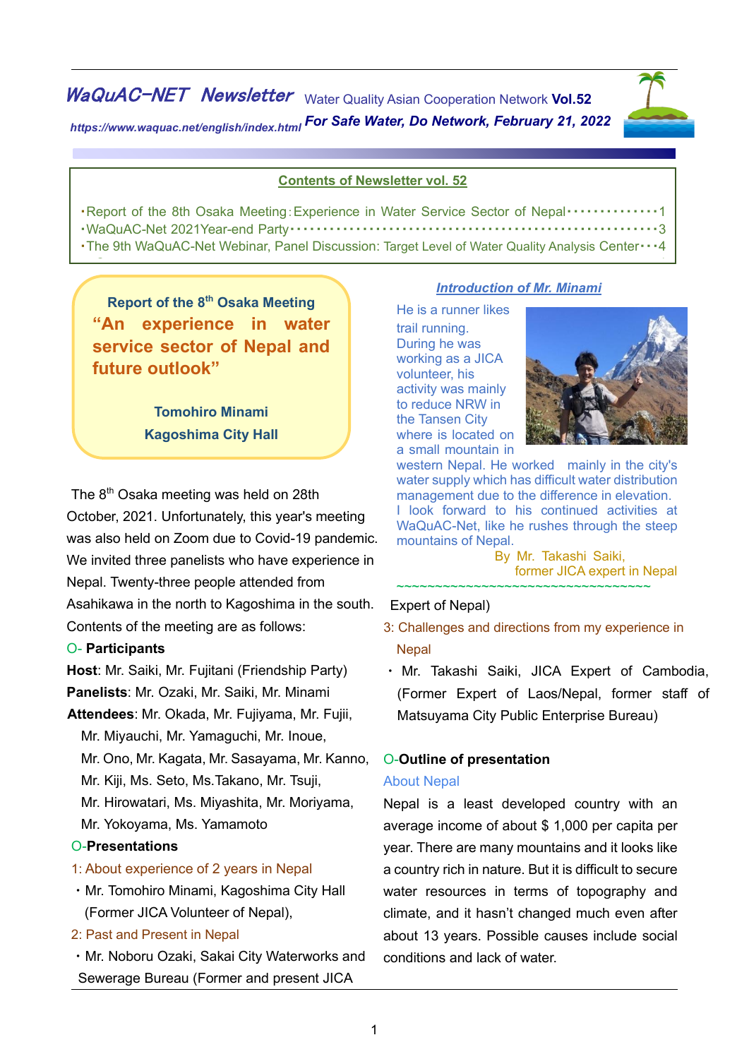# WaQuAC-NET Newsletter

Water Quality Asian Cooperation Network **Vol.52**

*https://www.waquac.net/english/index.html* ***For Safe Water, Do Network, February 21, 2022***

**Contents of Newsletter vol. 52**

- Report of the 8th Osaka Meeting: Experience in Water Service Sector of Nepal・・・・・・・・・・・・・・1
- WaQuAC-Net 2021Year-end Party・・・・・・・・・・・・・・・・・・・・・・・・・・・・・・・・・・・・・・・・・・・・・・・・・・・・・3
- The 9th WaQuAC-Net Webinar, Panel Discussion: Target Level of Water Quality Analysis Center・・・4

## Report of the 8th Osaka Meeting

## "An experience in water service sector of Nepal and future outlook"

**Tomohiro Minami**
**Kagoshima City Hall**

The 8th Osaka meeting was held on 28th October, 2021. Unfortunately, this year's meeting was also held on Zoom due to Covid-19 pandemic. We invited three panelists who have experience in Nepal. Twenty-three people attended from Asahikawa in the north to Kagoshima in the south. Contents of the meeting are as follows:

O- **Participants**

**Host**: Mr. Saiki, Mr. Fujitani (Friendship Party)

**Panelists**: Mr. Ozaki, Mr. Saiki, Mr. Minami

**Attendees**: Mr. Okada, Mr. Fujiyama, Mr. Fujii, Mr. Miyauchi, Mr. Yamaguchi, Mr. Inoue, Mr. Ono, Mr. Kagata, Mr. Sasayama, Mr. Kanno, Mr. Kiji, Ms. Seto, Ms.Takano, Mr. Tsuji, Mr. Hirowatari, Ms. Miyashita, Mr. Moriyama, Mr. Yokoyama, Ms. Yamamoto

O-**Presentations**

1: About experience of 2 years in Nepal

- Mr. Tomohiro Minami, Kagoshima City Hall (Former JICA Volunteer of Nepal),

2: Past and Present in Nepal

- Mr. Noboru Ozaki, Sakai City Waterworks and Sewerage Bureau (Former and present JICA Expert of Nepal)

3: Challenges and directions from my experience in Nepal

- Mr. Takashi Saiki, JICA Expert of Cambodia, (Former Expert of Laos/Nepal, former staff of Matsuyama City Public Enterprise Bureau)

*Introduction of Mr. Minami*

He is a runner likes trail running. During he was working as a JICA volunteer, his activity was mainly to reduce NRW in the Tansen City where is located on a small mountain in western Nepal. He worked mainly in the city's water supply which has difficult water distribution management due to the difference in elevation. I look forward to his continued activities at WaQuAC-Net, like he rushes through the steep mountains of Nepal.

By Mr. Takashi Saiki, former JICA expert in Nepal

O-**Outline of presentation**

About Nepal

Nepal is a least developed country with an average income of about $ 1,000 per capita per year. There are many mountains and it looks like a country rich in nature. But it is difficult to secure water resources in terms of topography and climate, and it hasn't changed much even after about 13 years. Possible causes include social conditions and lack of water.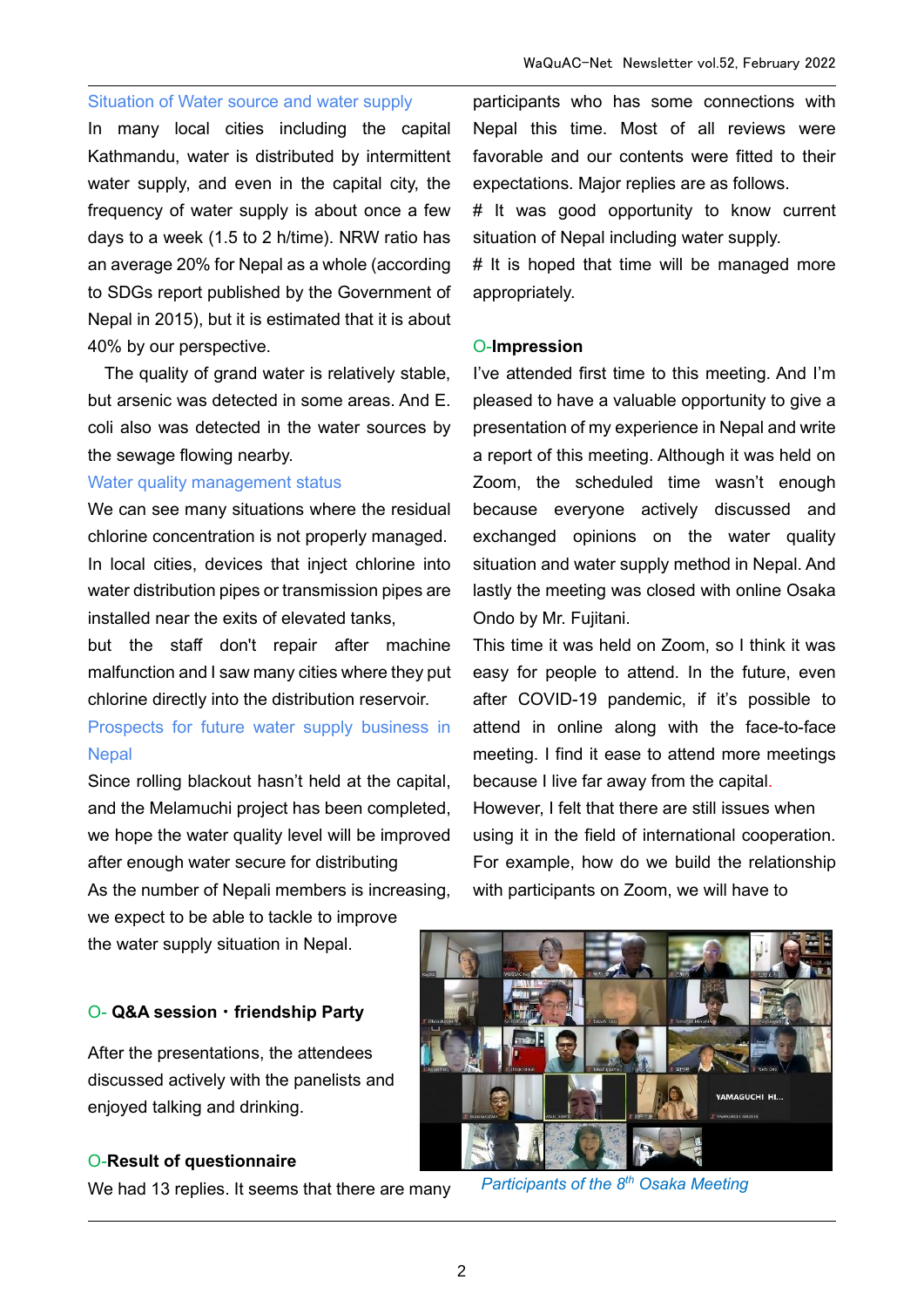### Situation of Water source and water supply

In many local cities including the capital Kathmandu, water is distributed by intermittent water supply, and even in the capital city, the frequency of water supply is about once a few days to a week (1.5 to 2 h/time). NRW ratio has an average 20% for Nepal as a whole (according to SDGs report published by the Government of Nepal in 2015), but it is estimated that it is about 40% by our perspective.

The quality of grand water is relatively stable, but arsenic was detected in some areas. And E. coli also was detected in the water sources by the sewage flowing nearby.

### Water quality management status

We can see many situations where the residual chlorine concentration is not properly managed. In local cities, devices that inject chlorine into water distribution pipes or transmission pipes are installed near the exits of elevated tanks, but the staff don't repair after machine malfunction and I saw many cities where they put chlorine directly into the distribution reservoir.

### Prospects for future water supply business in Nepal

Since rolling blackout hasn't held at the capital, and the Melamuchi project has been completed, we hope the water quality level will be improved after enough water secure for distributing

As the number of Nepali members is increasing, we expect to be able to tackle to improve the water supply situation in Nepal.

## O- Q&A session・friendship Party

After the presentations, the attendees discussed actively with the panelists and enjoyed talking and drinking.

## O-Result of questionnaire

We had 13 replies. It seems that there are many participants who has some connections with Nepal this time. Most of all reviews were favorable and our contents were fitted to their expectations. Major replies are as follows.

# It was good opportunity to know current situation of Nepal including water supply.

# It is hoped that time will be managed more appropriately.

## O-Impression

I've attended first time to this meeting. And I'm pleased to have a valuable opportunity to give a presentation of my experience in Nepal and write a report of this meeting. Although it was held on Zoom, the scheduled time wasn't enough because everyone actively discussed and exchanged opinions on the water quality situation and water supply method in Nepal. And lastly the meeting was closed with online Osaka Ondo by Mr. Fujitani.

This time it was held on Zoom, so I think it was easy for people to attend. In the future, even after COVID-19 pandemic, if it's possible to attend in online along with the face-to-face meeting. I find it ease to attend more meetings because I live far away from the capital.

However, I felt that there are still issues when using it in the field of international cooperation. For example, how do we build the relationship with participants on Zoom, we will have to

*Participants of the 8th Osaka Meeting*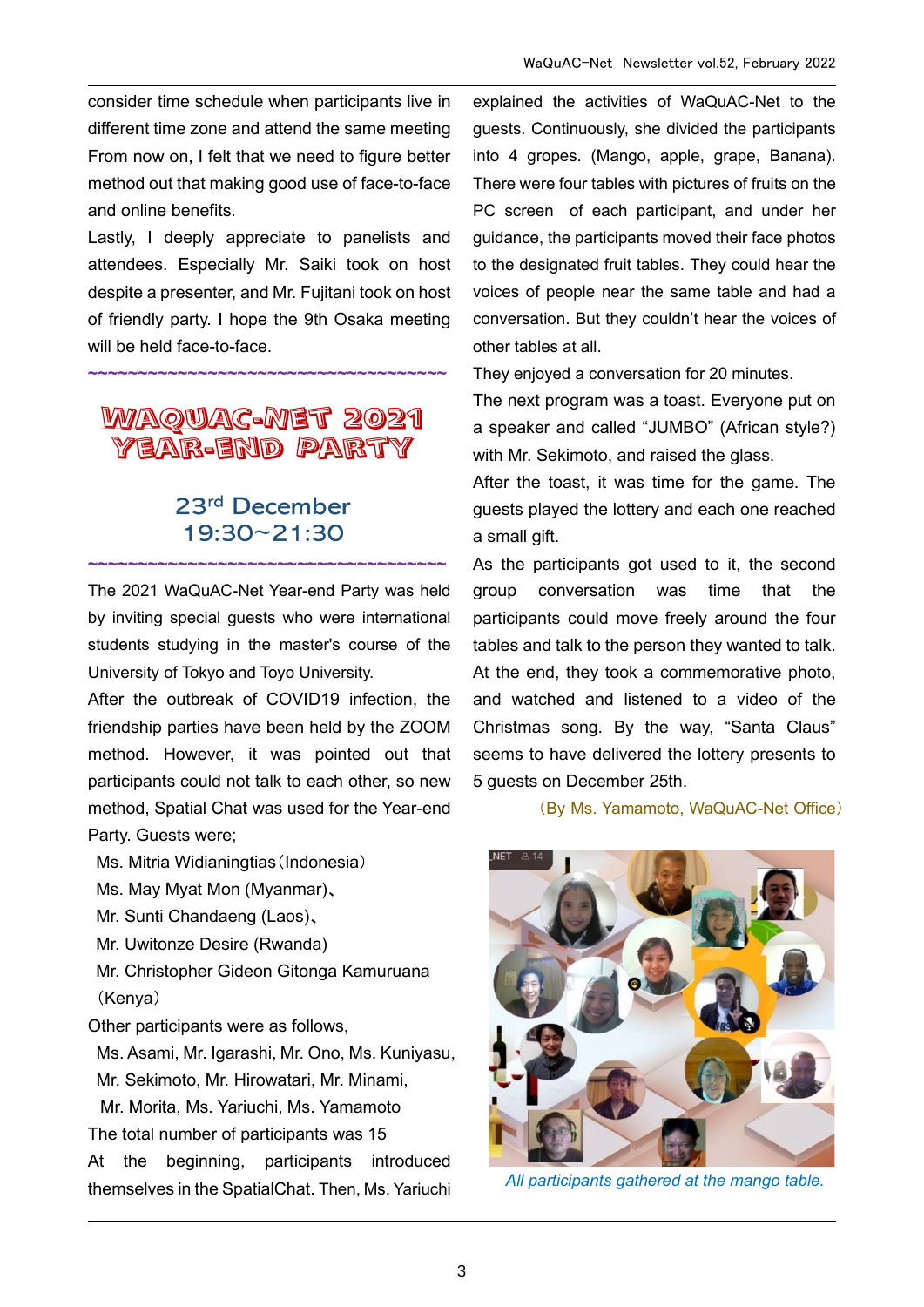consider time schedule when participants live in different time zone and attend the same meeting From now on, I felt that we need to figure better method out that making good use of face-to-face and online benefits.

Lastly, I deeply appreciate to panelists and attendees. Especially Mr. Saiki took on host despite a presenter, and Mr. Fujitani took on host of friendly party. I hope the 9th Osaka meeting will be held face-to-face.

~~~~~~~~~~~~~~~~~~~~~~~~~~~~~~~~~~~~~~

# WAQUAC-NET 2021 YEAR-END PARTY

## 23rd December 19:30~21:30

~~~~~~~~~~~~~~~~~~~~~~~~~~~~~~~~~~~~~~

The 2021 WaQuAC-Net Year-end Party was held by inviting special guests who were international students studying in the master's course of the University of Tokyo and Toyo University.

After the outbreak of COVID19 infection, the friendship parties have been held by the ZOOM method. However, it was pointed out that participants could not talk to each other, so new method, Spatial Chat was used for the Year-end Party. Guests were;

Ms. Mitria Widianingtias（Indonesia）
Ms. May Myat Mon (Myanmar)、
Mr. Sunti Chandaeng (Laos)、
Mr. Uwitonze Desire (Rwanda)
Mr. Christopher Gideon Gitonga Kamuruana（Kenya）

Other participants were as follows,

Ms. Asami, Mr. Igarashi, Mr. Ono, Ms. Kuniyasu, Mr. Sekimoto, Mr. Hirowatari, Mr. Minami, Mr. Morita, Ms. Yariuchi, Ms. Yamamoto

The total number of participants was 15

At the beginning, participants introduced themselves in the SpatialChat. Then, Ms. Yariuchi explained the activities of WaQuAC-Net to the guests. Continuously, she divided the participants into 4 gropes. (Mango, apple, grape, Banana). There were four tables with pictures of fruits on the PC screen of each participant, and under her guidance, the participants moved their face photos to the designated fruit tables. They could hear the voices of people near the same table and had a conversation. But they couldn't hear the voices of other tables at all.

They enjoyed a conversation for 20 minutes.

The next program was a toast. Everyone put on a speaker and called "JUMBO" (African style?) with Mr. Sekimoto, and raised the glass.

After the toast, it was time for the game. The guests played the lottery and each one reached a small gift.

As the participants got used to it, the second group conversation was time that the participants could move freely around the four tables and talk to the person they wanted to talk.

At the end, they took a commemorative photo, and watched and listened to a video of the Christmas song. By the way, "Santa Claus" seems to have delivered the lottery presents to 5 guests on December 25th.

（By Ms. Yamamoto, WaQuAC-Net Office）

*All participants gathered at the mango table.*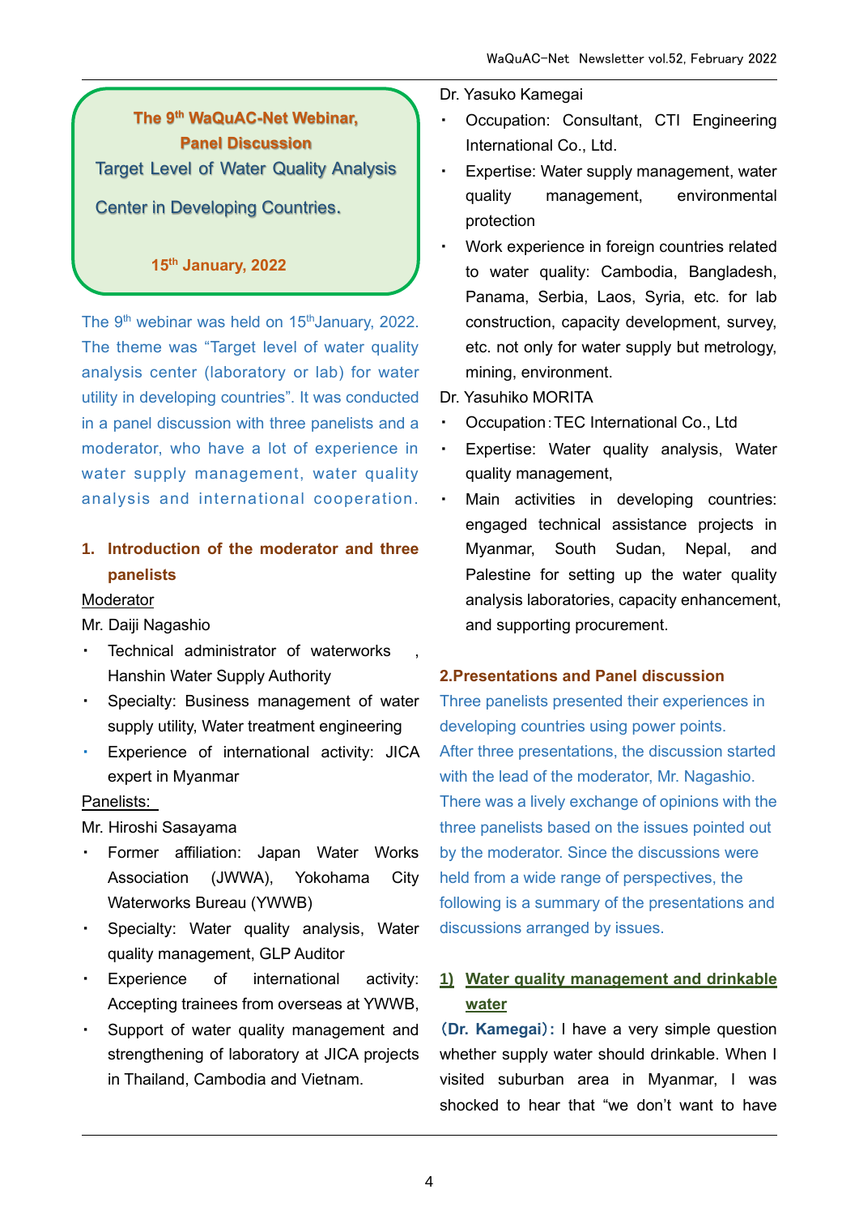**The 9th WaQuAC-Net Webinar, Panel Discussion**

**Target Level of Water Quality Analysis Center in Developing Countries.**

**15th January, 2022**

The 9th webinar was held on 15thJanuary, 2022. The theme was "Target level of water quality analysis center (laboratory or lab) for water utility in developing countries". It was conducted in a panel discussion with three panelists and a moderator, who have a lot of experience in water supply management, water quality analysis and international cooperation.

## 1. Introduction of the moderator and three panelists

Moderator

Mr. Daiji Nagashio

- Technical administrator of waterworks , Hanshin Water Supply Authority
- Specialty: Business management of water supply utility, Water treatment engineering
- Experience of international activity: JICA expert in Myanmar

Panelists:

Mr. Hiroshi Sasayama

- Former affiliation: Japan Water Works Association (JWWA), Yokohama City Waterworks Bureau (YWWB)
- Specialty: Water quality analysis, Water quality management, GLP Auditor
- Experience of international activity: Accepting trainees from overseas at YWWB,
- Support of water quality management and strengthening of laboratory at JICA projects in Thailand, Cambodia and Vietnam.

Dr. Yasuko Kamegai

- Occupation: Consultant, CTI Engineering International Co., Ltd.
- Expertise: Water supply management, water quality management, environmental protection
- Work experience in foreign countries related to water quality: Cambodia, Bangladesh, Panama, Serbia, Laos, Syria, etc. for lab construction, capacity development, survey, etc. not only for water supply but metrology, mining, environment.

Dr. Yasuhiko MORITA

- Occupation：TEC International Co., Ltd
- Expertise: Water quality analysis, Water quality management,
- Main activities in developing countries: engaged technical assistance projects in Myanmar, South Sudan, Nepal, and Palestine for setting up the water quality analysis laboratories, capacity enhancement, and supporting procurement.

## 2.Presentations and Panel discussion

Three panelists presented their experiences in developing countries using power points. After three presentations, the discussion started with the lead of the moderator, Mr. Nagashio. There was a lively exchange of opinions with the three panelists based on the issues pointed out by the moderator. Since the discussions were held from a wide range of perspectives, the following is a summary of the presentations and discussions arranged by issues.

### 1) Water quality management and drinkable water

**(Dr. Kamegai)**: I have a very simple question whether supply water should drinkable. When I visited suburban area in Myanmar, I was shocked to hear that "we don't want to have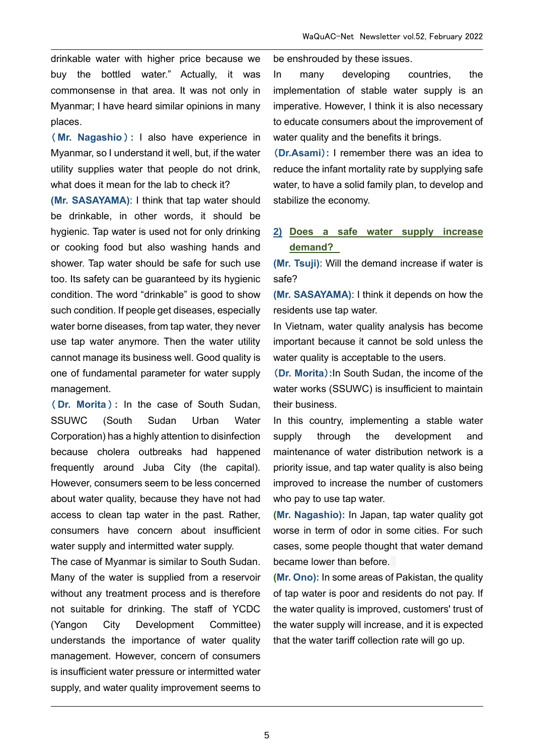drinkable water with higher price because we buy the bottled water." Actually, it was commonsense in that area. It was not only in Myanmar; I have heard similar opinions in many places.

**（Mr. Nagashio）:** I also have experience in Myanmar, so I understand it well, but, if the water utility supplies water that people do not drink, what does it mean for the lab to check it?

**(Mr. SASAYAMA)**: I think that tap water should be drinkable, in other words, it should be hygienic. Tap water is used not for only drinking or cooking food but also washing hands and shower. Tap water should be safe for such use too. Its safety can be guaranteed by its hygienic condition. The word "drinkable" is good to show such condition. If people get diseases, especially water borne diseases, from tap water, they never use tap water anymore. Then the water utility cannot manage its business well. Good quality is one of fundamental parameter for water supply management.

**（Dr. Morita）:** In the case of South Sudan, SSUWC (South Sudan Urban Water Corporation) has a highly attention to disinfection because cholera outbreaks had happened frequently around Juba City (the capital). However, consumers seem to be less concerned about water quality, because they have not had access to clean tap water in the past. Rather, consumers have concern about insufficient water supply and intermitted water supply.

The case of Myanmar is similar to South Sudan. Many of the water is supplied from a reservoir without any treatment process and is therefore not suitable for drinking. The staff of YCDC (Yangon City Development Committee) understands the importance of water quality management. However, concern of consumers is insufficient water pressure or intermitted water supply, and water quality improvement seems to be enshrouded by these issues.

In many developing countries, the implementation of stable water supply is an imperative. However, I think it is also necessary to educate consumers about the improvement of water quality and the benefits it brings.

**(Dr.Asami):** I remember there was an idea to reduce the infant mortality rate by supplying safe water, to have a solid family plan, to develop and stabilize the economy.

## 2) Does a safe water supply increase demand?

**(Mr. Tsuji)**: Will the demand increase if water is safe?

**(Mr. SASAYAMA)**: I think it depends on how the residents use tap water.

In Vietnam, water quality analysis has become important because it cannot be sold unless the water quality is acceptable to the users.

**(Dr. Morita):** In South Sudan, the income of the water works (SSUWC) is insufficient to maintain their business.

In this country, implementing a stable water supply through the development and maintenance of water distribution network is a priority issue, and tap water quality is also being improved to increase the number of customers who pay to use tap water.

**(Mr. Nagashio):** In Japan, tap water quality got worse in term of odor in some cities. For such cases, some people thought that water demand became lower than before.

**(Mr. Ono):** In some areas of Pakistan, the quality of tap water is poor and residents do not pay. If the water quality is improved, customers' trust of the water supply will increase, and it is expected that the water tariff collection rate will go up.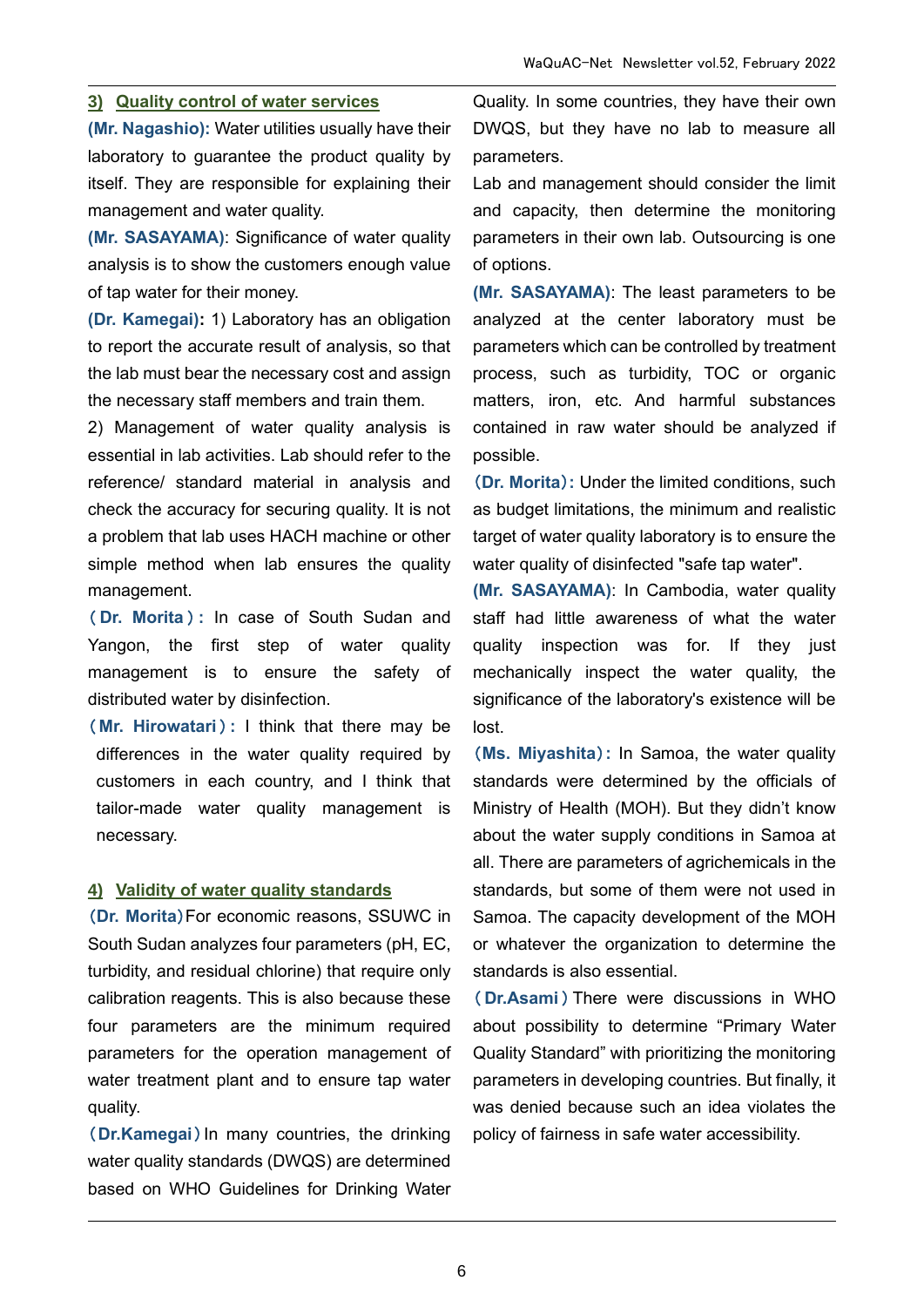### 3) Quality control of water services

**(Mr. Nagashio):** Water utilities usually have their laboratory to guarantee the product quality by itself. They are responsible for explaining their management and water quality.

**(Mr. SASAYAMA)**: Significance of water quality analysis is to show the customers enough value of tap water for their money.

**(Dr. Kamegai):** 1) Laboratory has an obligation to report the accurate result of analysis, so that the lab must bear the necessary cost and assign the necessary staff members and train them.

2) Management of water quality analysis is essential in lab activities. Lab should refer to the reference/ standard material in analysis and check the accuracy for securing quality. It is not a problem that lab uses HACH machine or other simple method when lab ensures the quality management.

**（Dr. Morita）:** In case of South Sudan and Yangon, the first step of water quality management is to ensure the safety of distributed water by disinfection.

**（Mr. Hirowatari）:** I think that there may be differences in the water quality required by customers in each country, and I think that tailor-made water quality management is necessary.

### 4) Validity of water quality standards

**（Dr. Morita）**For economic reasons, SSUWC in South Sudan analyzes four parameters (pH, EC, turbidity, and residual chlorine) that require only calibration reagents. This is also because these four parameters are the minimum required parameters for the operation management of water treatment plant and to ensure tap water quality.

**（Dr.Kamegai）**In many countries, the drinking water quality standards (DWQS) are determined based on WHO Guidelines for Drinking Water Quality. In some countries, they have their own DWQS, but they have no lab to measure all parameters.

Lab and management should consider the limit and capacity, then determine the monitoring parameters in their own lab. Outsourcing is one of options.

**(Mr. SASAYAMA)**: The least parameters to be analyzed at the center laboratory must be parameters which can be controlled by treatment process, such as turbidity, TOC or organic matters, iron, etc. And harmful substances contained in raw water should be analyzed if possible.

**（Dr. Morita）:** Under the limited conditions, such as budget limitations, the minimum and realistic target of water quality laboratory is to ensure the water quality of disinfected "safe tap water".

**(Mr. SASAYAMA)**: In Cambodia, water quality staff had little awareness of what the water quality inspection was for. If they just mechanically inspect the water quality, the significance of the laboratory's existence will be lost.

**（Ms. Miyashita）:** In Samoa, the water quality standards were determined by the officials of Ministry of Health (MOH). But they didn't know about the water supply conditions in Samoa at all. There are parameters of agrichemicals in the standards, but some of them were not used in Samoa. The capacity development of the MOH or whatever the organization to determine the standards is also essential.

**（Dr.Asami）**There were discussions in WHO about possibility to determine "Primary Water Quality Standard" with prioritizing the monitoring parameters in developing countries. But finally, it was denied because such an idea violates the policy of fairness in safe water accessibility.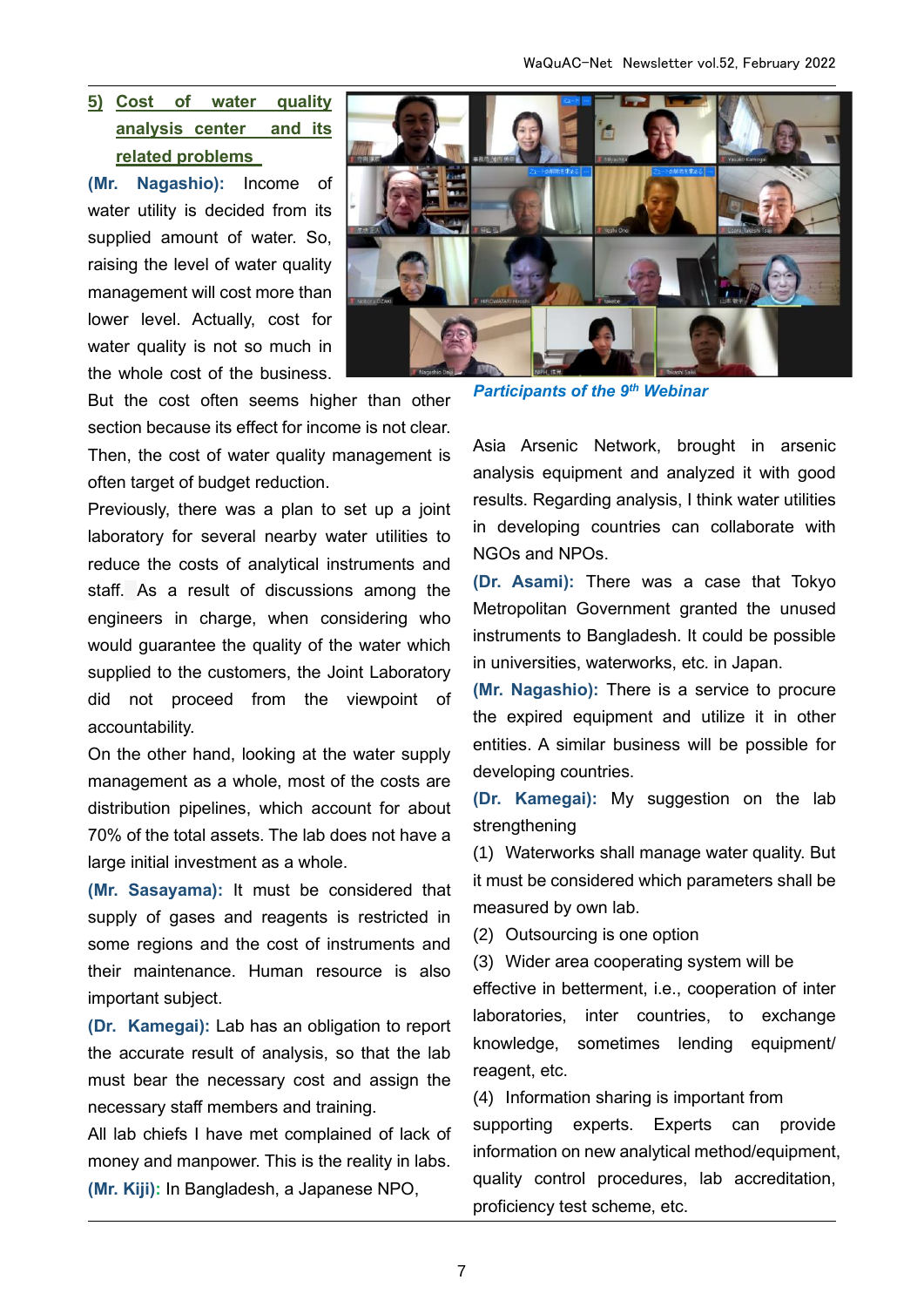## 5) Cost of water quality analysis center and its related problems

**(Mr. Nagashio):** Income of water utility is decided from its supplied amount of water. So, raising the level of water quality management will cost more than lower level. Actually, cost for water quality is not so much in the whole cost of the business. But the cost often seems higher than other section because its effect for income is not clear. Then, the cost of water quality management is often target of budget reduction.

Previously, there was a plan to set up a joint laboratory for several nearby water utilities to reduce the costs of analytical instruments and staff. As a result of discussions among the engineers in charge, when considering who would guarantee the quality of the water which supplied to the customers, the Joint Laboratory did not proceed from the viewpoint of accountability.

On the other hand, looking at the water supply management as a whole, most of the costs are distribution pipelines, which account for about 70% of the total assets. The lab does not have a large initial investment as a whole.

**(Mr. Sasayama):** It must be considered that supply of gases and reagents is restricted in some regions and the cost of instruments and their maintenance. Human resource is also important subject.

**(Dr. Kamegai):** Lab has an obligation to report the accurate result of analysis, so that the lab must bear the necessary cost and assign the necessary staff members and training.

All lab chiefs I have met complained of lack of money and manpower. This is the reality in labs.

**(Mr. Kiji):** In Bangladesh, a Japanese NPO, Asia Arsenic Network, brought in arsenic analysis equipment and analyzed it with good results. Regarding analysis, I think water utilities in developing countries can collaborate with NGOs and NPOs.

***Participants of the 9th Webinar***

**(Dr. Asami):** There was a case that Tokyo Metropolitan Government granted the unused instruments to Bangladesh. It could be possible in universities, waterworks, etc. in Japan.

**(Mr. Nagashio):** There is a service to procure the expired equipment and utilize it in other entities. A similar business will be possible for developing countries.

**(Dr. Kamegai):** My suggestion on the lab strengthening

(1) Waterworks shall manage water quality. But it must be considered which parameters shall be measured by own lab.

(2) Outsourcing is one option

(3) Wider area cooperating system will be effective in betterment, i.e., cooperation of inter laboratories, inter countries, to exchange knowledge, sometimes lending equipment/reagent, etc.

(4) Information sharing is important from supporting experts. Experts can provide information on new analytical method/equipment, quality control procedures, lab accreditation, proficiency test scheme, etc.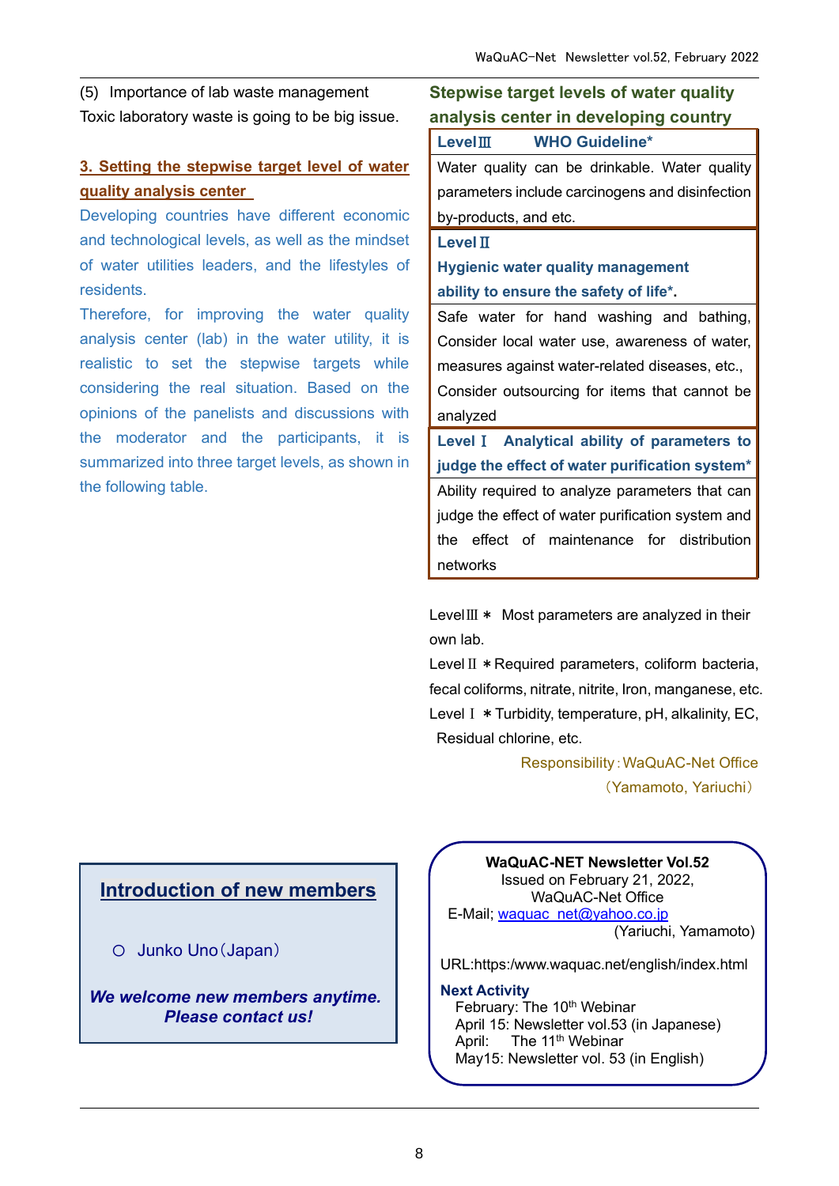(5) Importance of lab waste management

Toxic laboratory waste is going to be big issue.

### 3. Setting the stepwise target level of water quality analysis center

Developing countries have different economic and technological levels, as well as the mindset of water utilities leaders, and the lifestyles of residents.

Therefore, for improving the water quality analysis center (lab) in the water utility, it is realistic to set the stepwise targets while considering the real situation. Based on the opinions of the panelists and discussions with the moderator and the participants, it is summarized into three target levels, as shown in the following table.

### Stepwise target levels of water quality analysis center in developing country

| |
|---|
| **LevelⅢ　WHO Guideline*** |
| Water quality can be drinkable. Water quality parameters include carcinogens and disinfection by-products, and etc. |
| **LevelⅡ Hygienic water quality management ability to ensure the safety of life*.** |
| Safe water for hand washing and bathing, Consider local water use, awareness of water, measures against water-related diseases, etc., Consider outsourcing for items that cannot be analyzed |
| **LevelⅠ Analytical ability of parameters to judge the effect of water purification system*** |
| Ability required to analyze parameters that can judge the effect of water purification system and the effect of maintenance for distribution networks |

LevelⅢ＊ Most parameters are analyzed in their own lab.

LevelⅡ＊Required parameters, coliform bacteria, fecal coliforms, nitrate, nitrite, Iron, manganese, etc.

LevelⅠ＊Turbidity, temperature, pH, alkalinity, EC, Residual chlorine, etc.

Responsibility：WaQuAC-Net Office
（Yamamoto, Yariuchi）

## Introduction of new members

○ Junko Uno（Japan）

***We welcome new members anytime. Please contact us!***

**WaQuAC-NET Newsletter Vol.52**
Issued on February 21, 2022,
WaQuAC-Net Office
E-Mail; waquac_net@yahoo.co.jp
(Yariuchi, Yamamoto)

URL:https:/www.waquac.net/english/index.html

**Next Activity**
February: The 10th Webinar
April 15: Newsletter vol.53 (in Japanese)
April: The 11th Webinar
May15: Newsletter vol. 53 (in English)